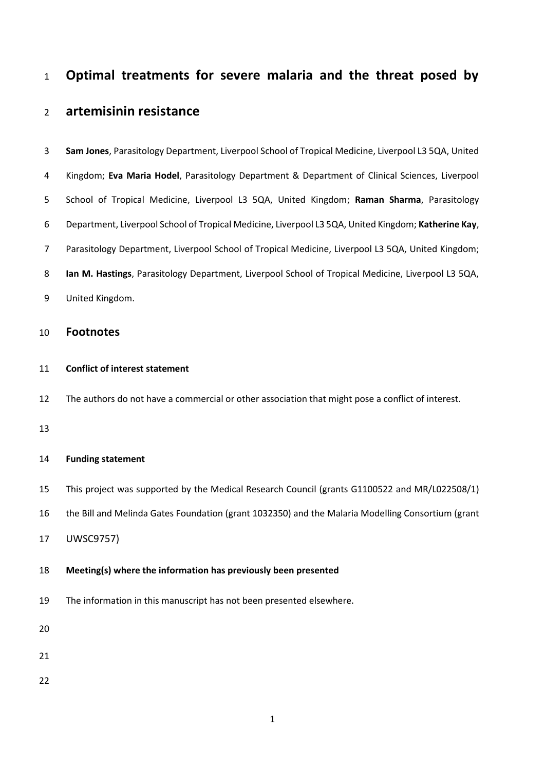# Optimal treatments for severe malaria and the threat posed by artemisinin resistance

**Sam Jones**, Parasitology Department, Liverpool School of Tropical Medicine, Liverpool L3 5QA, United Kingdom; **Eva Maria Hodel**, Parasitology Department & Department of Clinical Sciences, Liverpool School of Tropical Medicine, Liverpool L3 5QA, United Kingdom; **Raman Sharma**, Parasitology Department, Liverpool School of Tropical Medicine, Liverpool L3 5QA, United Kingdom; **Katherine Kay**, Parasitology Department, Liverpool School of Tropical Medicine, Liverpool L3 5QA, United Kingdom; **Ian M. Hastings**, Parasitology Department, Liverpool School of Tropical Medicine, Liverpool L3 5QA, United Kingdom.

## Footnotes

**Conflict of interest statement**

The authors do not have a commercial or other association that might pose a conflict of interest.

**Funding statement**

This project was supported by the Medical Research Council (grants G1100522 and MR/L022508/1) the Bill and Melinda Gates Foundation (grant 1032350) and the Malaria Modelling Consortium (grant UWSC9757)

**Meeting(s) where the information has previously been presented**

The information in this manuscript has not been presented elsewhere.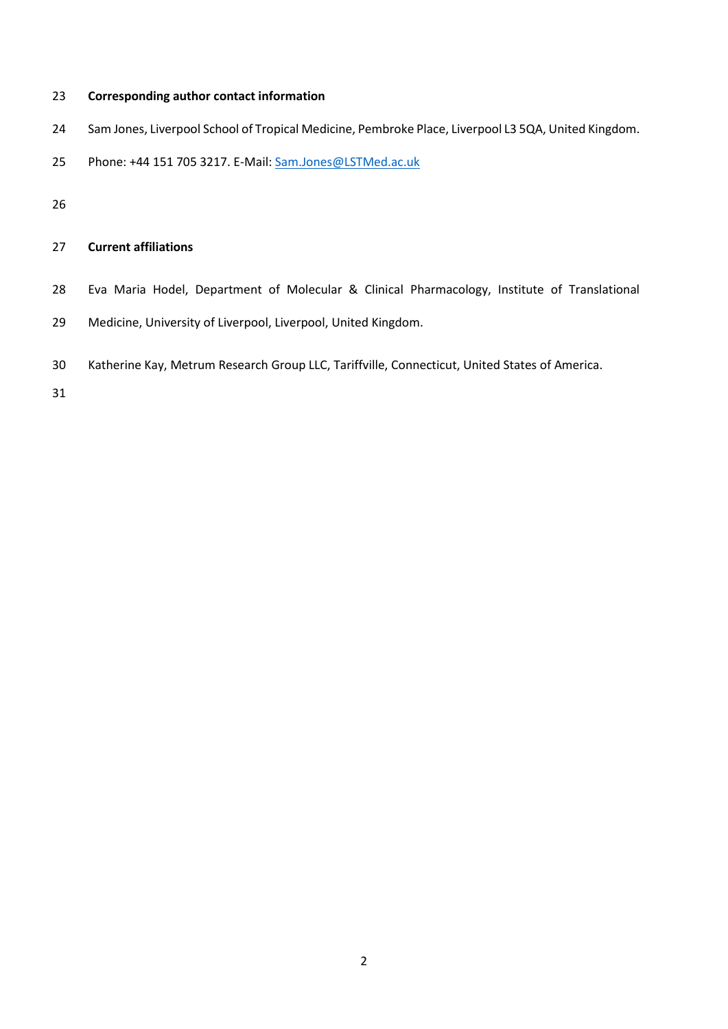**Corresponding author contact information**

Sam Jones, Liverpool School of Tropical Medicine, Pembroke Place, Liverpool L3 5QA, United Kingdom.

Phone: +44 151 705 3217. E-Mail: Sam.Jones@LSTMed.ac.uk

**Current affiliations**

Eva Maria Hodel, Department of Molecular & Clinical Pharmacology, Institute of Translational Medicine, University of Liverpool, Liverpool, United Kingdom.

Katherine Kay, Metrum Research Group LLC, Tariffville, Connecticut, United States of America.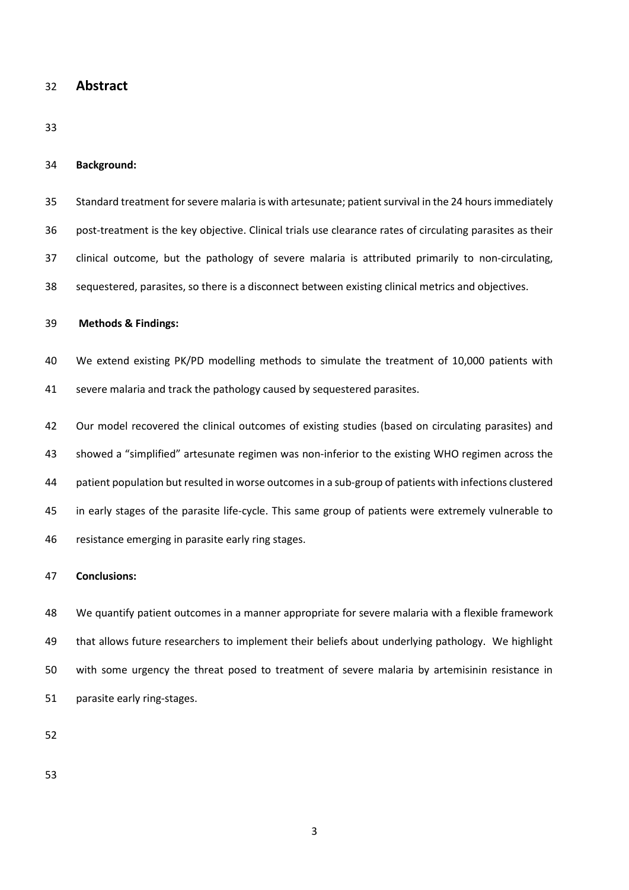# Abstract

**Background:**

Standard treatment for severe malaria is with artesunate; patient survival in the 24 hours immediately post-treatment is the key objective. Clinical trials use clearance rates of circulating parasites as their clinical outcome, but the pathology of severe malaria is attributed primarily to non-circulating, sequestered, parasites, so there is a disconnect between existing clinical metrics and objectives.

**Methods & Findings:**

We extend existing PK/PD modelling methods to simulate the treatment of 10,000 patients with severe malaria and track the pathology caused by sequestered parasites.

Our model recovered the clinical outcomes of existing studies (based on circulating parasites) and showed a "simplified" artesunate regimen was non-inferior to the existing WHO regimen across the patient population but resulted in worse outcomes in a sub-group of patients with infections clustered in early stages of the parasite life-cycle. This same group of patients were extremely vulnerable to resistance emerging in parasite early ring stages.

**Conclusions:**

We quantify patient outcomes in a manner appropriate for severe malaria with a flexible framework that allows future researchers to implement their beliefs about underlying pathology. We highlight with some urgency the threat posed to treatment of severe malaria by artemisinin resistance in parasite early ring-stages.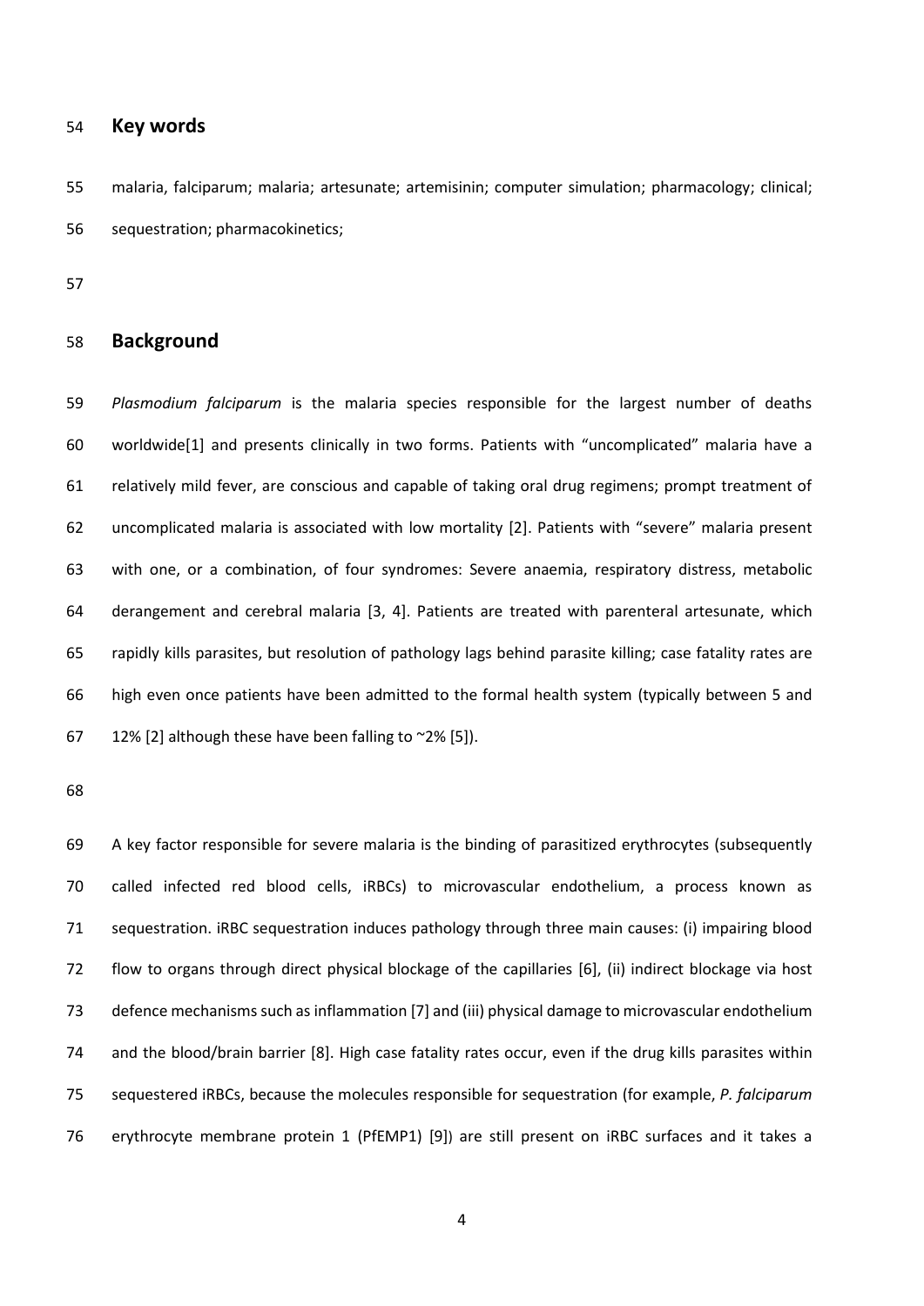## Key words

malaria, falciparum; malaria; artesunate; artemisinin; computer simulation; pharmacology; clinical; sequestration; pharmacokinetics;

## Background

*Plasmodium falciparum* is the malaria species responsible for the largest number of deaths worldwide[1] and presents clinically in two forms. Patients with "uncomplicated" malaria have a relatively mild fever, are conscious and capable of taking oral drug regimens; prompt treatment of uncomplicated malaria is associated with low mortality [2]. Patients with "severe" malaria present with one, or a combination, of four syndromes: Severe anaemia, respiratory distress, metabolic derangement and cerebral malaria [3, 4]. Patients are treated with parenteral artesunate, which rapidly kills parasites, but resolution of pathology lags behind parasite killing; case fatality rates are high even once patients have been admitted to the formal health system (typically between 5 and 12% [2] although these have been falling to ~2% [5]).

A key factor responsible for severe malaria is the binding of parasitized erythrocytes (subsequently called infected red blood cells, iRBCs) to microvascular endothelium, a process known as sequestration. iRBC sequestration induces pathology through three main causes: (i) impairing blood flow to organs through direct physical blockage of the capillaries [6], (ii) indirect blockage via host defence mechanisms such as inflammation [7] and (iii) physical damage to microvascular endothelium and the blood/brain barrier [8]. High case fatality rates occur, even if the drug kills parasites within sequestered iRBCs, because the molecules responsible for sequestration (for example, *P. falciparum* erythrocyte membrane protein 1 (PfEMP1) [9]) are still present on iRBC surfaces and it takes a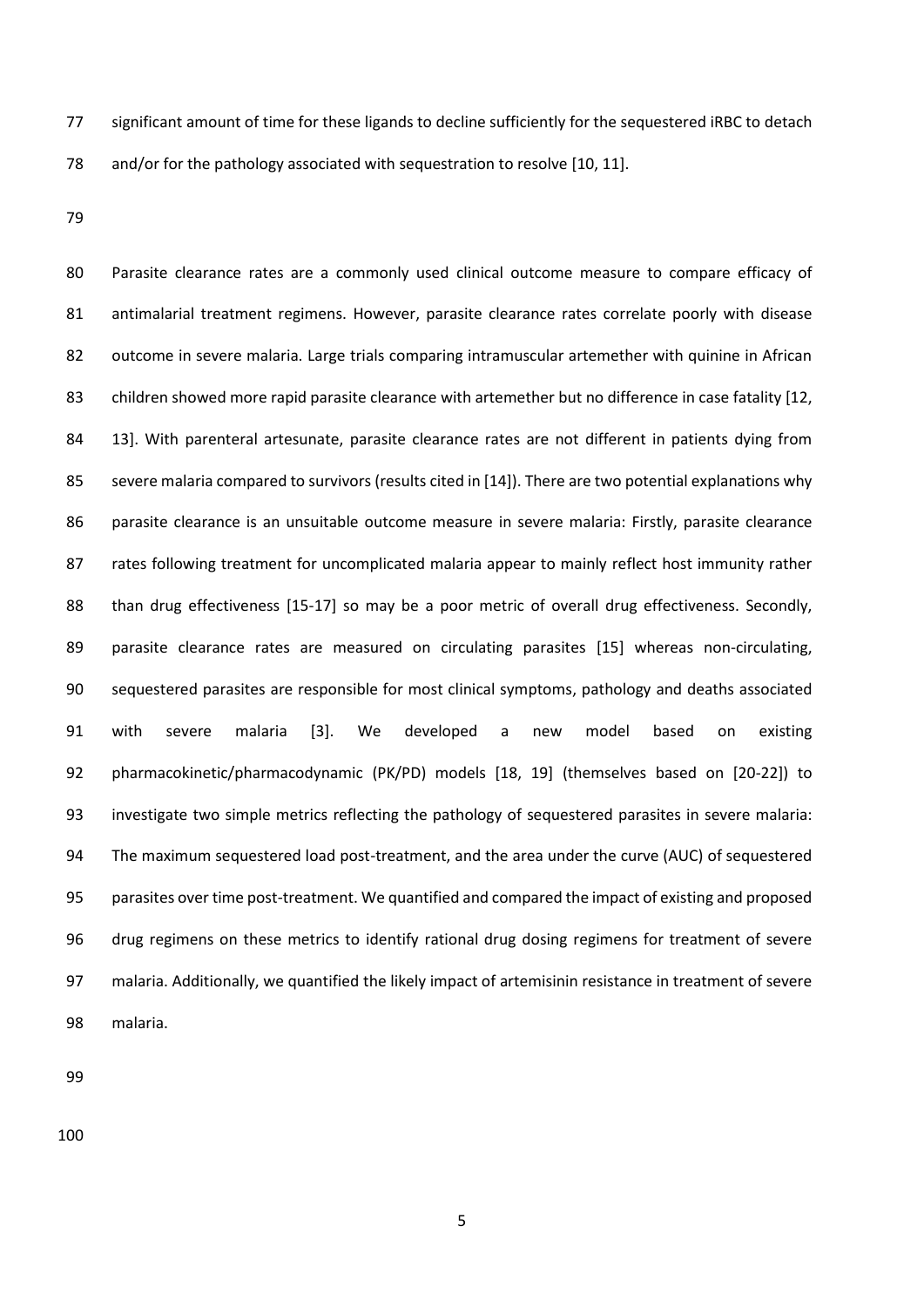significant amount of time for these ligands to decline sufficiently for the sequestered iRBC to detach and/or for the pathology associated with sequestration to resolve [10, 11].

Parasite clearance rates are a commonly used clinical outcome measure to compare efficacy of antimalarial treatment regimens. However, parasite clearance rates correlate poorly with disease outcome in severe malaria. Large trials comparing intramuscular artemether with quinine in African children showed more rapid parasite clearance with artemether but no difference in case fatality [12, 13]. With parenteral artesunate, parasite clearance rates are not different in patients dying from severe malaria compared to survivors (results cited in [14]). There are two potential explanations why parasite clearance is an unsuitable outcome measure in severe malaria: Firstly, parasite clearance rates following treatment for uncomplicated malaria appear to mainly reflect host immunity rather than drug effectiveness [15-17] so may be a poor metric of overall drug effectiveness. Secondly, parasite clearance rates are measured on circulating parasites [15] whereas non-circulating, sequestered parasites are responsible for most clinical symptoms, pathology and deaths associated with severe malaria [3]. We developed a new model based on existing pharmacokinetic/pharmacodynamic (PK/PD) models [18, 19] (themselves based on [20-22]) to investigate two simple metrics reflecting the pathology of sequestered parasites in severe malaria: The maximum sequestered load post-treatment, and the area under the curve (AUC) of sequestered parasites over time post-treatment. We quantified and compared the impact of existing and proposed drug regimens on these metrics to identify rational drug dosing regimens for treatment of severe malaria. Additionally, we quantified the likely impact of artemisinin resistance in treatment of severe malaria.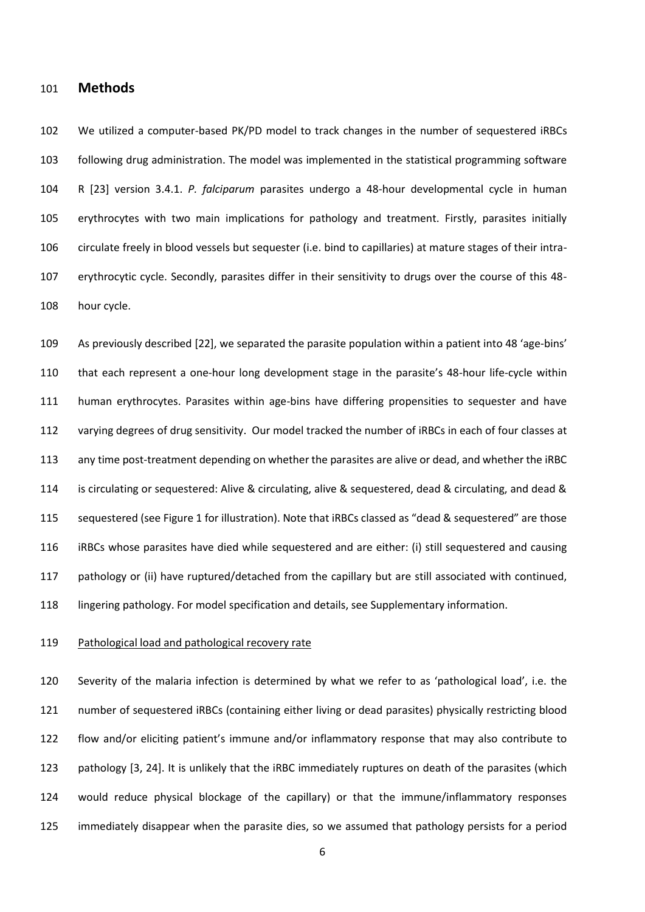## Methods

We utilized a computer-based PK/PD model to track changes in the number of sequestered iRBCs following drug administration. The model was implemented in the statistical programming software R [23] version 3.4.1. *P. falciparum* parasites undergo a 48-hour developmental cycle in human erythrocytes with two main implications for pathology and treatment. Firstly, parasites initially circulate freely in blood vessels but sequester (i.e. bind to capillaries) at mature stages of their intra-erythrocytic cycle. Secondly, parasites differ in their sensitivity to drugs over the course of this 48-hour cycle.

As previously described [22], we separated the parasite population within a patient into 48 'age-bins' that each represent a one-hour long development stage in the parasite's 48-hour life-cycle within human erythrocytes. Parasites within age-bins have differing propensities to sequester and have varying degrees of drug sensitivity. Our model tracked the number of iRBCs in each of four classes at any time post-treatment depending on whether the parasites are alive or dead, and whether the iRBC is circulating or sequestered: Alive & circulating, alive & sequestered, dead & circulating, and dead & sequestered (see Figure 1 for illustration). Note that iRBCs classed as "dead & sequestered" are those iRBCs whose parasites have died while sequestered and are either: (i) still sequestered and causing pathology or (ii) have ruptured/detached from the capillary but are still associated with continued, lingering pathology. For model specification and details, see Supplementary information.

### Pathological load and pathological recovery rate

Severity of the malaria infection is determined by what we refer to as 'pathological load', i.e. the number of sequestered iRBCs (containing either living or dead parasites) physically restricting blood flow and/or eliciting patient's immune and/or inflammatory response that may also contribute to pathology [3, 24]. It is unlikely that the iRBC immediately ruptures on death of the parasites (which would reduce physical blockage of the capillary) or that the immune/inflammatory responses immediately disappear when the parasite dies, so we assumed that pathology persists for a period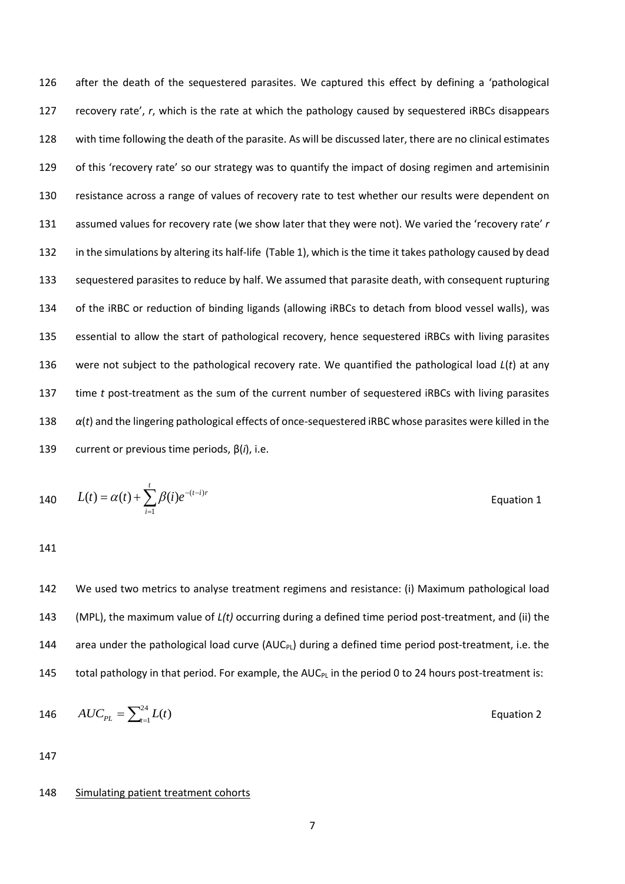after the death of the sequestered parasites. We captured this effect by defining a 'pathological recovery rate', *r*, which is the rate at which the pathology caused by sequestered iRBCs disappears with time following the death of the parasite. As will be discussed later, there are no clinical estimates of this 'recovery rate' so our strategy was to quantify the impact of dosing regimen and artemisinin resistance across a range of values of recovery rate to test whether our results were dependent on assumed values for recovery rate (we show later that they were not). We varied the 'recovery rate' *r* in the simulations by altering its half-life (Table 1), which is the time it takes pathology caused by dead sequestered parasites to reduce by half. We assumed that parasite death, with consequent rupturing of the iRBC or reduction of binding ligands (allowing iRBCs to detach from blood vessel walls), was essential to allow the start of pathological recovery, hence sequestered iRBCs with living parasites were not subject to the pathological recovery rate. We quantified the pathological load $L(t)$ at any time *t* post-treatment as the sum of the current number of sequestered iRBCs with living parasites $\alpha(t)$ and the lingering pathological effects of once-sequestered iRBC whose parasites were killed in the current or previous time periods, $\beta(i)$, i.e.

$$L(t) = \alpha(t) + \sum_{i=1}^{t} \beta(i) e^{-(t-i)r} \qquad \text{Equation 1}$$

We used two metrics to analyse treatment regimens and resistance: (i) Maximum pathological load (MPL), the maximum value of $L(t)$ occurring during a defined time period post-treatment, and (ii) the area under the pathological load curve ($AUC_{PL}$) during a defined time period post-treatment, i.e. the total pathology in that period. For example, the $AUC_{PL}$ in the period 0 to 24 hours post-treatment is:

$$AUC_{PL} = \sum_{t=1}^{24} L(t) \qquad \text{Equation 2}$$

Simulating patient treatment cohorts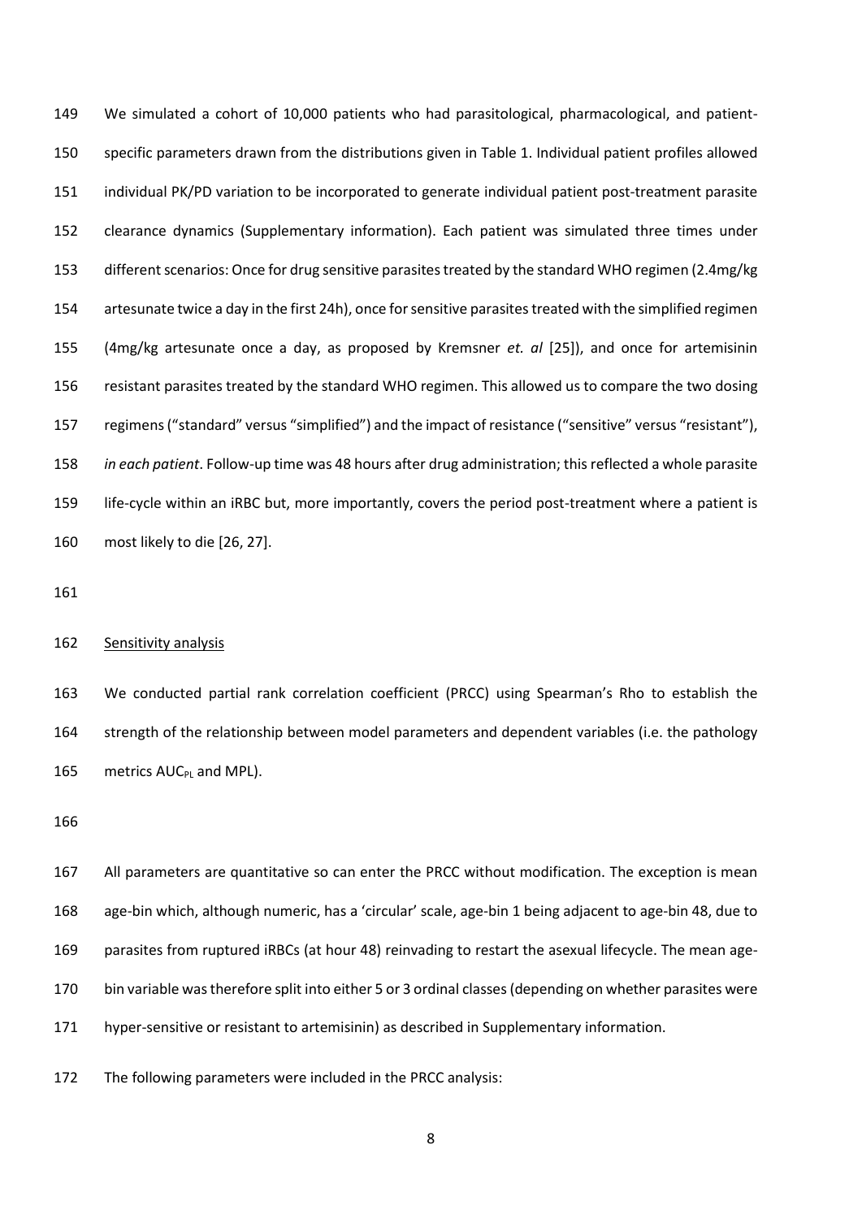We simulated a cohort of 10,000 patients who had parasitological, pharmacological, and patient-specific parameters drawn from the distributions given in Table 1. Individual patient profiles allowed individual PK/PD variation to be incorporated to generate individual patient post-treatment parasite clearance dynamics (Supplementary information). Each patient was simulated three times under different scenarios: Once for drug sensitive parasites treated by the standard WHO regimen (2.4mg/kg artesunate twice a day in the first 24h), once for sensitive parasites treated with the simplified regimen (4mg/kg artesunate once a day, as proposed by Kremsner *et. al* [25]), and once for artemisinin resistant parasites treated by the standard WHO regimen. This allowed us to compare the two dosing regimens ("standard" versus "simplified") and the impact of resistance ("sensitive" versus "resistant"), *in each patient*. Follow-up time was 48 hours after drug administration; this reflected a whole parasite life-cycle within an iRBC but, more importantly, covers the period post-treatment where a patient is most likely to die [26, 27].

Sensitivity analysis

We conducted partial rank correlation coefficient (PRCC) using Spearman's Rho to establish the strength of the relationship between model parameters and dependent variables (i.e. the pathology metrics $AUC_{PL}$ and MPL).

All parameters are quantitative so can enter the PRCC without modification. The exception is mean age-bin which, although numeric, has a 'circular' scale, age-bin 1 being adjacent to age-bin 48, due to parasites from ruptured iRBCs (at hour 48) reinvading to restart the asexual lifecycle. The mean age-bin variable was therefore split into either 5 or 3 ordinal classes (depending on whether parasites were hyper-sensitive or resistant to artemisinin) as described in Supplementary information.

The following parameters were included in the PRCC analysis: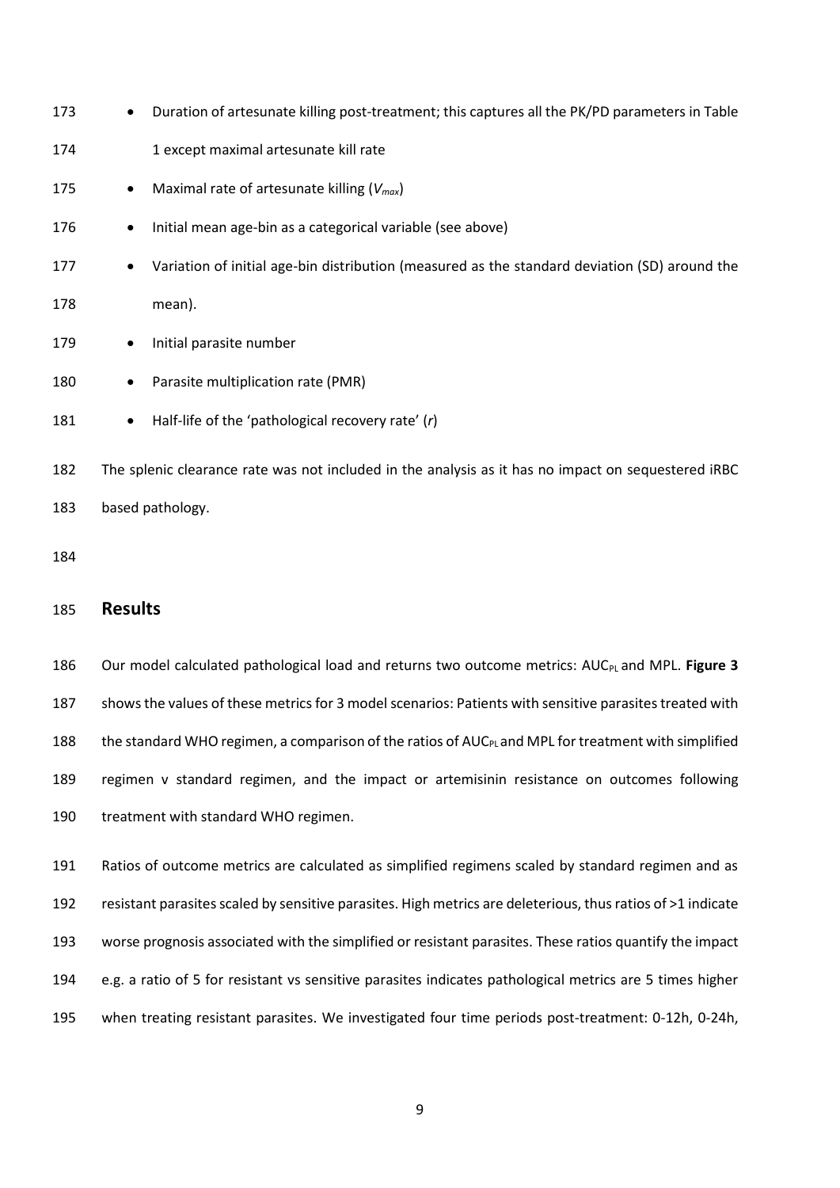- Duration of artesunate killing post-treatment; this captures all the PK/PD parameters in Table 1 except maximal artesunate kill rate
- Maximal rate of artesunate killing ($V_{max}$)
- Initial mean age-bin as a categorical variable (see above)
- Variation of initial age-bin distribution (measured as the standard deviation (SD) around the mean).
- Initial parasite number
- Parasite multiplication rate (PMR)
- Half-life of the 'pathological recovery rate' (*r*)

The splenic clearance rate was not included in the analysis as it has no impact on sequestered iRBC based pathology.

## Results

Our model calculated pathological load and returns two outcome metrics: $AUC_{PL}$ and MPL. **Figure 3** shows the values of these metrics for 3 model scenarios: Patients with sensitive parasites treated with the standard WHO regimen, a comparison of the ratios of $AUC_{PL}$ and MPL for treatment with simplified regimen v standard regimen, and the impact or artemisinin resistance on outcomes following treatment with standard WHO regimen.

Ratios of outcome metrics are calculated as simplified regimens scaled by standard regimen and as resistant parasites scaled by sensitive parasites. High metrics are deleterious, thus ratios of >1 indicate worse prognosis associated with the simplified or resistant parasites. These ratios quantify the impact e.g. a ratio of 5 for resistant vs sensitive parasites indicates pathological metrics are 5 times higher when treating resistant parasites. We investigated four time periods post-treatment: 0-12h, 0-24h,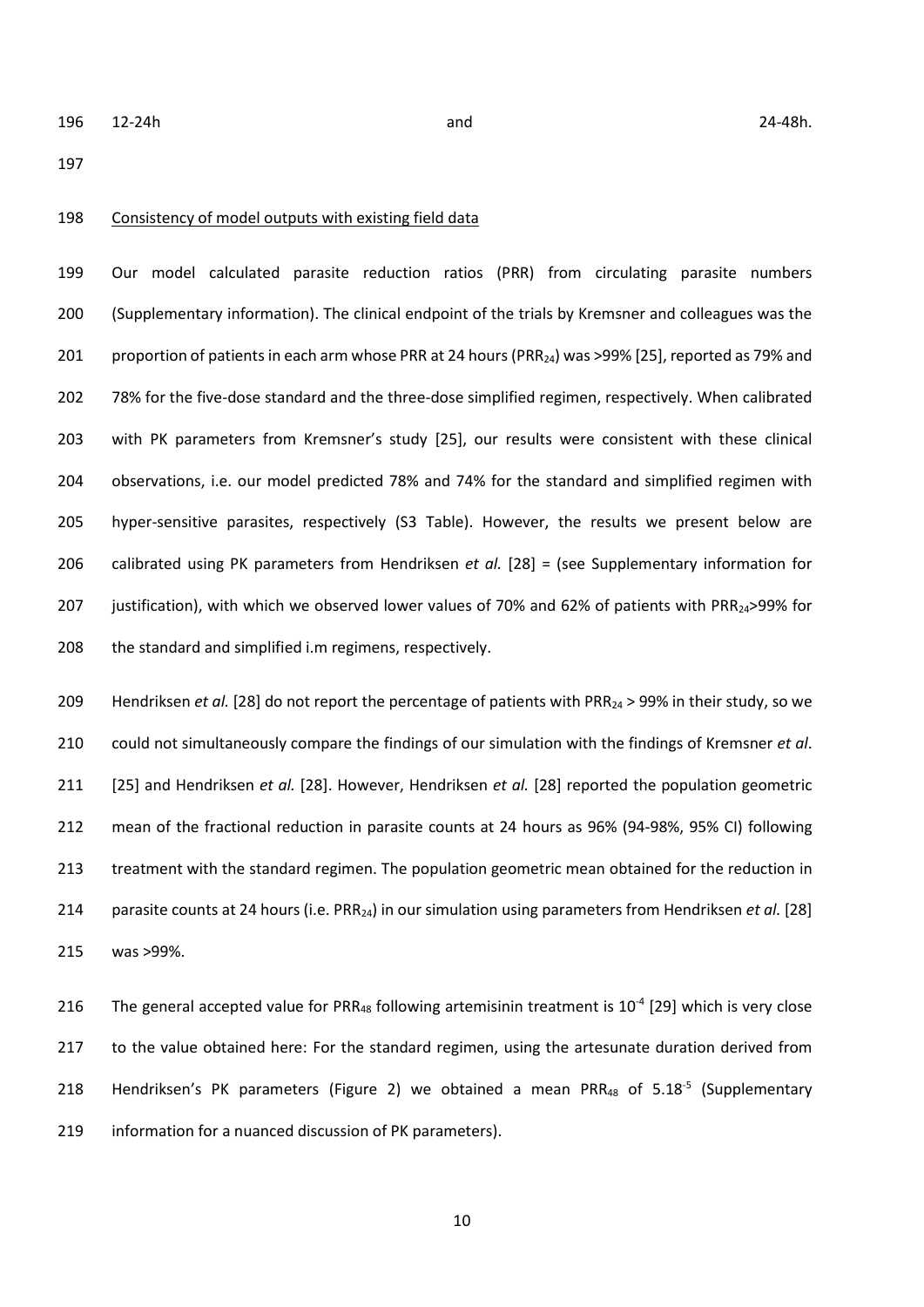12-24h and 24-48h.

Consistency of model outputs with existing field data

Our model calculated parasite reduction ratios (PRR) from circulating parasite numbers (Supplementary information). The clinical endpoint of the trials by Kremsner and colleagues was the proportion of patients in each arm whose PRR at 24 hours ($PRR_{24}$) was >99% [25], reported as 79% and 78% for the five-dose standard and the three-dose simplified regimen, respectively. When calibrated with PK parameters from Kremsner's study [25], our results were consistent with these clinical observations, i.e. our model predicted 78% and 74% for the standard and simplified regimen with hyper-sensitive parasites, respectively (S3 Table). However, the results we present below are calibrated using PK parameters from Hendriksen *et al.* [28] = (see Supplementary information for justification), with which we observed lower values of 70% and 62% of patients with $PRR_{24}$>99% for the standard and simplified i.m regimens, respectively.

Hendriksen *et al.* [28] do not report the percentage of patients with $PRR_{24}$ > 99% in their study, so we could not simultaneously compare the findings of our simulation with the findings of Kremsner *et al*. [25] and Hendriksen *et al.* [28]. However, Hendriksen *et al.* [28] reported the population geometric mean of the fractional reduction in parasite counts at 24 hours as 96% (94-98%, 95% CI) following treatment with the standard regimen. The population geometric mean obtained for the reduction in parasite counts at 24 hours (i.e. $PRR_{24}$) in our simulation using parameters from Hendriksen *et al.* [28] was >99%.

The general accepted value for $PRR_{48}$ following artemisinin treatment is $10^{-4}$ [29] which is very close to the value obtained here: For the standard regimen, using the artesunate duration derived from Hendriksen's PK parameters (Figure 2) we obtained a mean $PRR_{48}$ of $5.18^{-5}$ (Supplementary information for a nuanced discussion of PK parameters).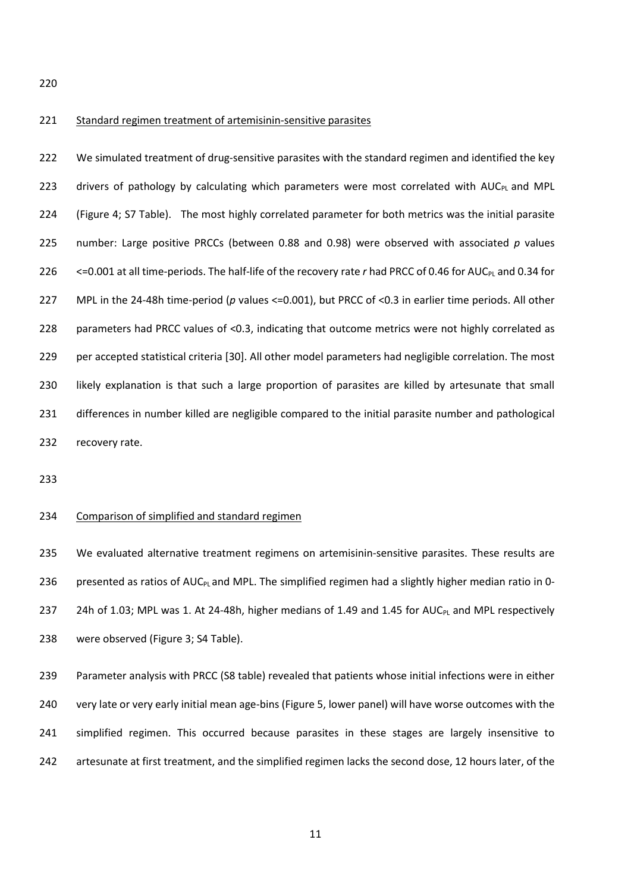Standard regimen treatment of artemisinin-sensitive parasites

We simulated treatment of drug-sensitive parasites with the standard regimen and identified the key drivers of pathology by calculating which parameters were most correlated with $AUC_{PL}$ and MPL (Figure 4; S7 Table). The most highly correlated parameter for both metrics was the initial parasite number: Large positive PRCCs (between 0.88 and 0.98) were observed with associated *p* values <=0.001 at all time-periods. The half-life of the recovery rate *r* had PRCC of 0.46 for $AUC_{PL}$ and 0.34 for MPL in the 24-48h time-period (*p* values <=0.001), but PRCC of <0.3 in earlier time periods. All other parameters had PRCC values of <0.3, indicating that outcome metrics were not highly correlated as per accepted statistical criteria [30]. All other model parameters had negligible correlation. The most likely explanation is that such a large proportion of parasites are killed by artesunate that small differences in number killed are negligible compared to the initial parasite number and pathological recovery rate.

Comparison of simplified and standard regimen

We evaluated alternative treatment regimens on artemisinin-sensitive parasites. These results are presented as ratios of $AUC_{PL}$ and MPL. The simplified regimen had a slightly higher median ratio in 0-24h of 1.03; MPL was 1. At 24-48h, higher medians of 1.49 and 1.45 for $AUC_{PL}$ and MPL respectively were observed (Figure 3; S4 Table).

Parameter analysis with PRCC (S8 table) revealed that patients whose initial infections were in either very late or very early initial mean age-bins (Figure 5, lower panel) will have worse outcomes with the simplified regimen. This occurred because parasites in these stages are largely insensitive to artesunate at first treatment, and the simplified regimen lacks the second dose, 12 hours later, of the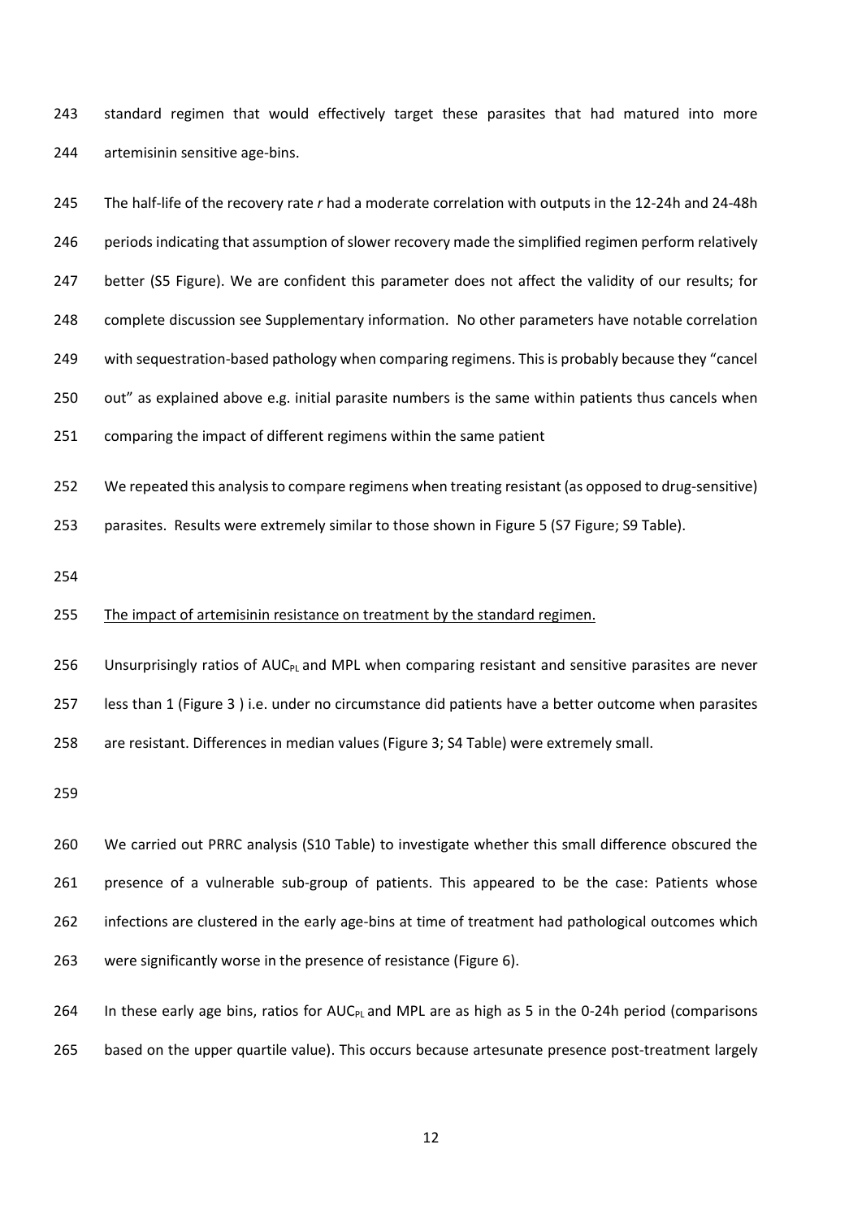standard regimen that would effectively target these parasites that had matured into more artemisinin sensitive age-bins.

The half-life of the recovery rate *r* had a moderate correlation with outputs in the 12-24h and 24-48h periods indicating that assumption of slower recovery made the simplified regimen perform relatively better (S5 Figure). We are confident this parameter does not affect the validity of our results; for complete discussion see Supplementary information. No other parameters have notable correlation with sequestration-based pathology when comparing regimens. This is probably because they "cancel out" as explained above e.g. initial parasite numbers is the same within patients thus cancels when comparing the impact of different regimens within the same patient

We repeated this analysis to compare regimens when treating resistant (as opposed to drug-sensitive) parasites. Results were extremely similar to those shown in Figure 5 (S7 Figure; S9 Table).

<u>The impact of artemisinin resistance on treatment by the standard regimen.</u>

Unsurprisingly ratios of $AUC_{PL}$ and MPL when comparing resistant and sensitive parasites are never less than 1 (Figure 3 ) i.e. under no circumstance did patients have a better outcome when parasites are resistant. Differences in median values (Figure 3; S4 Table) were extremely small.

We carried out PRRC analysis (S10 Table) to investigate whether this small difference obscured the presence of a vulnerable sub-group of patients. This appeared to be the case: Patients whose infections are clustered in the early age-bins at time of treatment had pathological outcomes which were significantly worse in the presence of resistance (Figure 6).

In these early age bins, ratios for $AUC_{PL}$ and MPL are as high as 5 in the 0-24h period (comparisons based on the upper quartile value). This occurs because artesunate presence post-treatment largely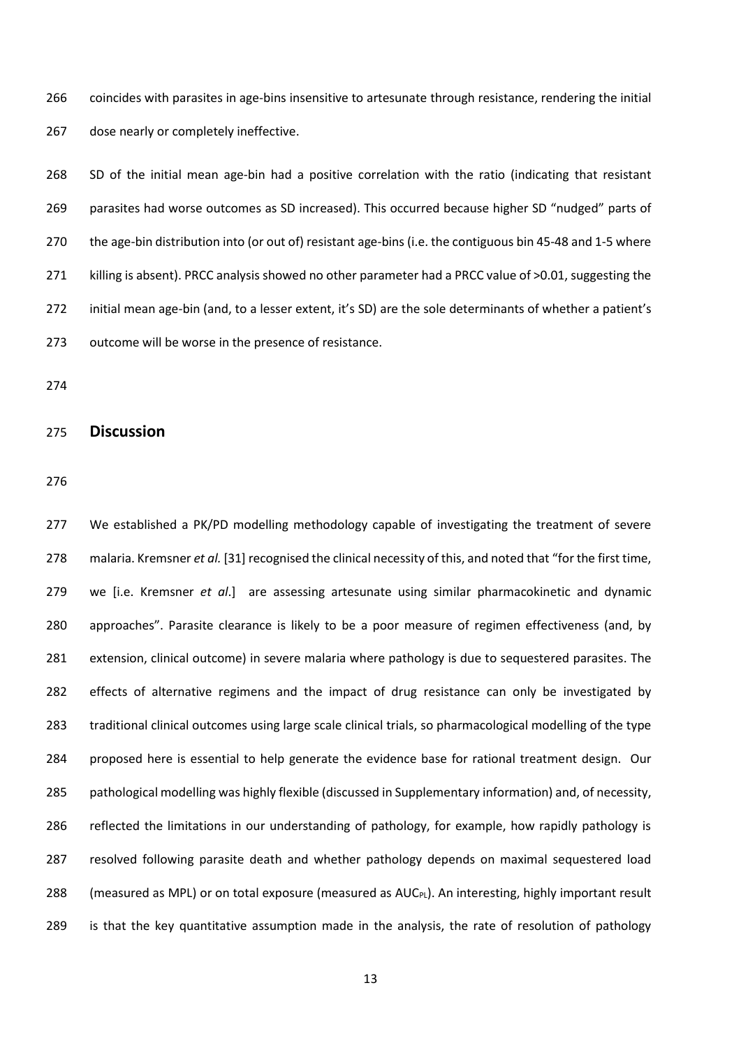coincides with parasites in age-bins insensitive to artesunate through resistance, rendering the initial dose nearly or completely ineffective.

SD of the initial mean age-bin had a positive correlation with the ratio (indicating that resistant parasites had worse outcomes as SD increased). This occurred because higher SD "nudged" parts of the age-bin distribution into (or out of) resistant age-bins (i.e. the contiguous bin 45-48 and 1-5 where killing is absent). PRCC analysis showed no other parameter had a PRCC value of >0.01, suggesting the initial mean age-bin (and, to a lesser extent, it's SD) are the sole determinants of whether a patient's outcome will be worse in the presence of resistance.

## Discussion

We established a PK/PD modelling methodology capable of investigating the treatment of severe malaria. Kremsner *et al.* [31] recognised the clinical necessity of this, and noted that "for the first time, we [i.e. Kremsner *et al*.] are assessing artesunate using similar pharmacokinetic and dynamic approaches". Parasite clearance is likely to be a poor measure of regimen effectiveness (and, by extension, clinical outcome) in severe malaria where pathology is due to sequestered parasites. The effects of alternative regimens and the impact of drug resistance can only be investigated by traditional clinical outcomes using large scale clinical trials, so pharmacological modelling of the type proposed here is essential to help generate the evidence base for rational treatment design. Our pathological modelling was highly flexible (discussed in Supplementary information) and, of necessity, reflected the limitations in our understanding of pathology, for example, how rapidly pathology is resolved following parasite death and whether pathology depends on maximal sequestered load (measured as MPL) or on total exposure (measured as $AUC_{PL}$). An interesting, highly important result is that the key quantitative assumption made in the analysis, the rate of resolution of pathology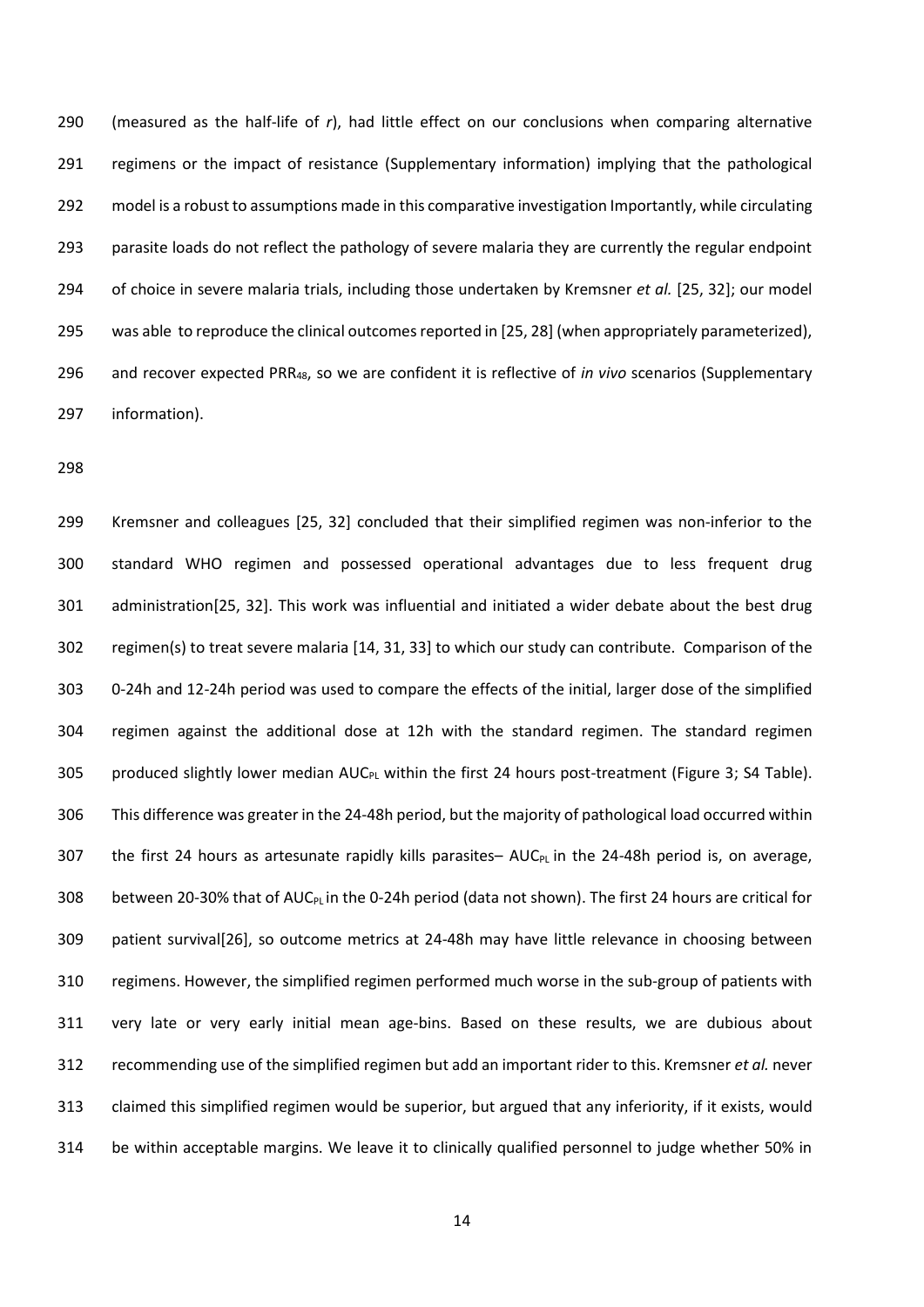(measured as the half-life of *r*), had little effect on our conclusions when comparing alternative regimens or the impact of resistance (Supplementary information) implying that the pathological model is a robust to assumptions made in this comparative investigation Importantly, while circulating parasite loads do not reflect the pathology of severe malaria they are currently the regular endpoint of choice in severe malaria trials, including those undertaken by Kremsner *et al.* [25, 32]; our model was able to reproduce the clinical outcomes reported in [25, 28] (when appropriately parameterized), and recover expected $PRR_{48}$, so we are confident it is reflective of *in vivo* scenarios (Supplementary information).

Kremsner and colleagues [25, 32] concluded that their simplified regimen was non-inferior to the standard WHO regimen and possessed operational advantages due to less frequent drug administration[25, 32]. This work was influential and initiated a wider debate about the best drug regimen(s) to treat severe malaria [14, 31, 33] to which our study can contribute. Comparison of the 0-24h and 12-24h period was used to compare the effects of the initial, larger dose of the simplified regimen against the additional dose at 12h with the standard regimen. The standard regimen produced slightly lower median $AUC_{PL}$ within the first 24 hours post-treatment (Figure 3; S4 Table). This difference was greater in the 24-48h period, but the majority of pathological load occurred within the first 24 hours as artesunate rapidly kills parasites– $AUC_{PL}$ in the 24-48h period is, on average, between 20-30% that of $AUC_{PL}$ in the 0-24h period (data not shown). The first 24 hours are critical for patient survival[26], so outcome metrics at 24-48h may have little relevance in choosing between regimens. However, the simplified regimen performed much worse in the sub-group of patients with very late or very early initial mean age-bins. Based on these results, we are dubious about recommending use of the simplified regimen but add an important rider to this. Kremsner *et al.* never claimed this simplified regimen would be superior, but argued that any inferiority, if it exists, would be within acceptable margins. We leave it to clinically qualified personnel to judge whether 50% in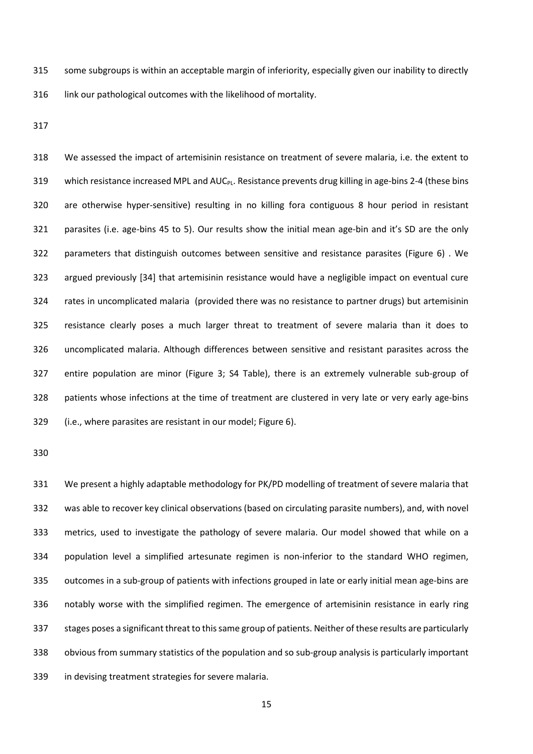some subgroups is within an acceptable margin of inferiority, especially given our inability to directly link our pathological outcomes with the likelihood of mortality.

We assessed the impact of artemisinin resistance on treatment of severe malaria, i.e. the extent to which resistance increased MPL and $AUC_{PL}$. Resistance prevents drug killing in age-bins 2-4 (these bins are otherwise hyper-sensitive) resulting in no killing fora contiguous 8 hour period in resistant parasites (i.e. age-bins 45 to 5). Our results show the initial mean age-bin and it's SD are the only parameters that distinguish outcomes between sensitive and resistance parasites (Figure 6) . We argued previously [34] that artemisinin resistance would have a negligible impact on eventual cure rates in uncomplicated malaria (provided there was no resistance to partner drugs) but artemisinin resistance clearly poses a much larger threat to treatment of severe malaria than it does to uncomplicated malaria. Although differences between sensitive and resistant parasites across the entire population are minor (Figure 3; S4 Table), there is an extremely vulnerable sub-group of patients whose infections at the time of treatment are clustered in very late or very early age-bins (i.e., where parasites are resistant in our model; Figure 6).

We present a highly adaptable methodology for PK/PD modelling of treatment of severe malaria that was able to recover key clinical observations (based on circulating parasite numbers), and, with novel metrics, used to investigate the pathology of severe malaria. Our model showed that while on a population level a simplified artesunate regimen is non-inferior to the standard WHO regimen, outcomes in a sub-group of patients with infections grouped in late or early initial mean age-bins are notably worse with the simplified regimen. The emergence of artemisinin resistance in early ring stages poses a significant threat to this same group of patients. Neither of these results are particularly obvious from summary statistics of the population and so sub-group analysis is particularly important in devising treatment strategies for severe malaria.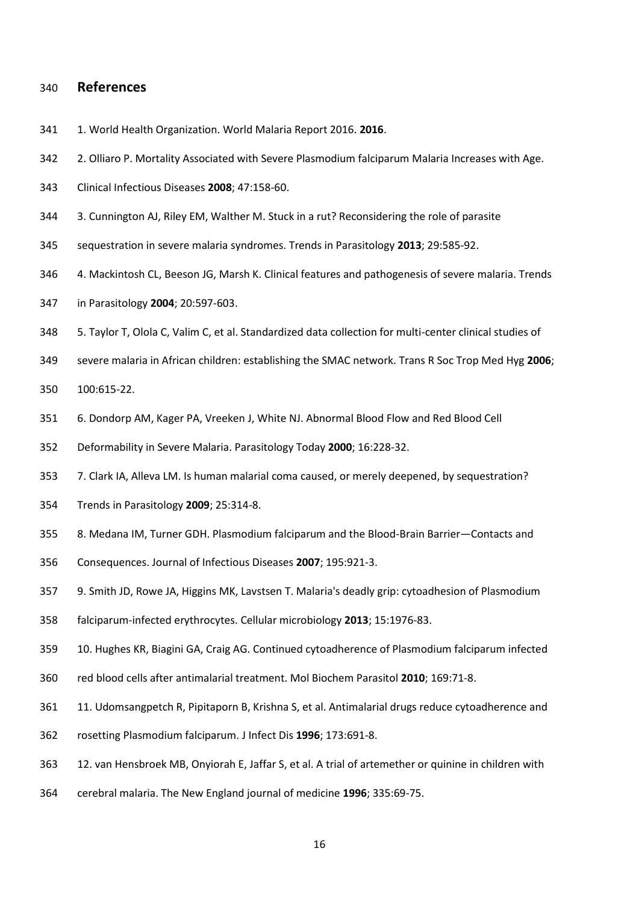## References

1. World Health Organization. World Malaria Report 2016. **2016**.

2. Olliaro P. Mortality Associated with Severe Plasmodium falciparum Malaria Increases with Age. Clinical Infectious Diseases **2008**; 47:158-60.

3. Cunnington AJ, Riley EM, Walther M. Stuck in a rut? Reconsidering the role of parasite sequestration in severe malaria syndromes. Trends in Parasitology **2013**; 29:585-92.

4. Mackintosh CL, Beeson JG, Marsh K. Clinical features and pathogenesis of severe malaria. Trends in Parasitology **2004**; 20:597-603.

5. Taylor T, Olola C, Valim C, et al. Standardized data collection for multi-center clinical studies of severe malaria in African children: establishing the SMAC network. Trans R Soc Trop Med Hyg **2006**; 100:615-22.

6. Dondorp AM, Kager PA, Vreeken J, White NJ. Abnormal Blood Flow and Red Blood Cell Deformability in Severe Malaria. Parasitology Today **2000**; 16:228-32.

7. Clark IA, Alleva LM. Is human malarial coma caused, or merely deepened, by sequestration? Trends in Parasitology **2009**; 25:314-8.

8. Medana IM, Turner GDH. Plasmodium falciparum and the Blood-Brain Barrier—Contacts and Consequences. Journal of Infectious Diseases **2007**; 195:921-3.

9. Smith JD, Rowe JA, Higgins MK, Lavstsen T. Malaria's deadly grip: cytoadhesion of Plasmodium falciparum-infected erythrocytes. Cellular microbiology **2013**; 15:1976-83.

10. Hughes KR, Biagini GA, Craig AG. Continued cytoadherence of Plasmodium falciparum infected red blood cells after antimalarial treatment. Mol Biochem Parasitol **2010**; 169:71-8.

11. Udomsangpetch R, Pipitaporn B, Krishna S, et al. Antimalarial drugs reduce cytoadherence and rosetting Plasmodium falciparum. J Infect Dis **1996**; 173:691-8.

12. van Hensbroek MB, Onyiorah E, Jaffar S, et al. A trial of artemether or quinine in children with cerebral malaria. The New England journal of medicine **1996**; 335:69-75.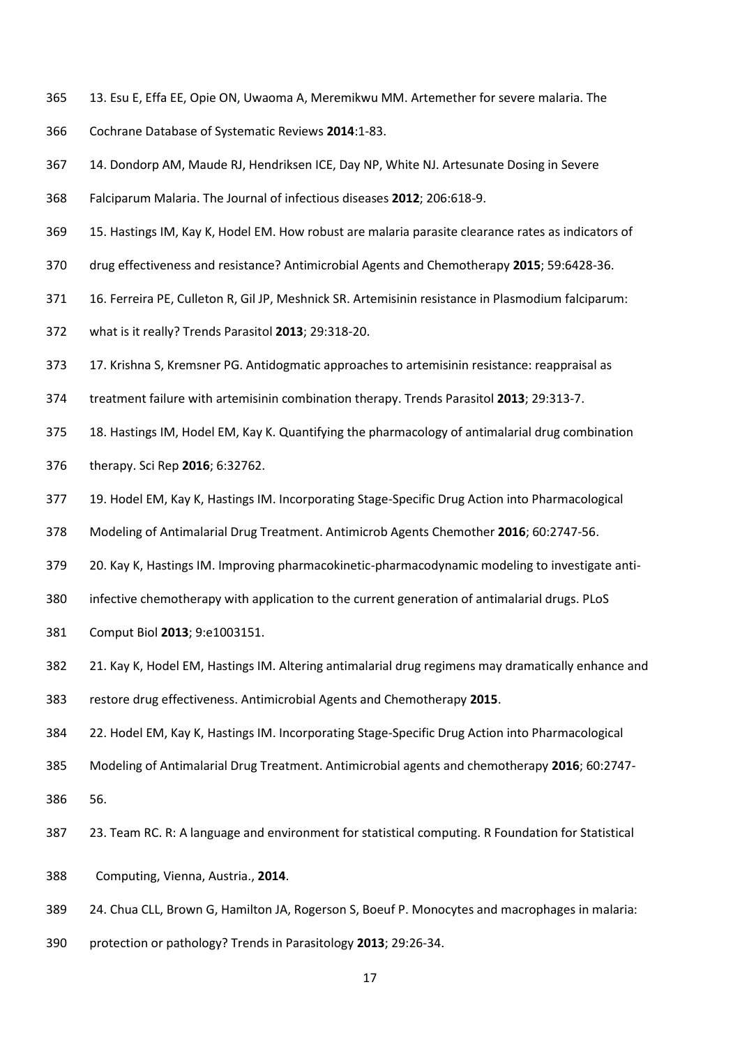13. Esu E, Effa EE, Opie ON, Uwaoma A, Meremikwu MM. Artemether for severe malaria. The Cochrane Database of Systematic Reviews **2014**:1-83.

14. Dondorp AM, Maude RJ, Hendriksen ICE, Day NP, White NJ. Artesunate Dosing in Severe Falciparum Malaria. The Journal of infectious diseases **2012**; 206:618-9.

15. Hastings IM, Kay K, Hodel EM. How robust are malaria parasite clearance rates as indicators of drug effectiveness and resistance? Antimicrobial Agents and Chemotherapy **2015**; 59:6428-36.

16. Ferreira PE, Culleton R, Gil JP, Meshnick SR. Artemisinin resistance in Plasmodium falciparum: what is it really? Trends Parasitol **2013**; 29:318-20.

17. Krishna S, Kremsner PG. Antidogmatic approaches to artemisinin resistance: reappraisal as treatment failure with artemisinin combination therapy. Trends Parasitol **2013**; 29:313-7.

18. Hastings IM, Hodel EM, Kay K. Quantifying the pharmacology of antimalarial drug combination therapy. Sci Rep **2016**; 6:32762.

19. Hodel EM, Kay K, Hastings IM. Incorporating Stage-Specific Drug Action into Pharmacological Modeling of Antimalarial Drug Treatment. Antimicrob Agents Chemother **2016**; 60:2747-56.

20. Kay K, Hastings IM. Improving pharmacokinetic-pharmacodynamic modeling to investigate anti-infective chemotherapy with application to the current generation of antimalarial drugs. PLoS Comput Biol **2013**; 9:e1003151.

21. Kay K, Hodel EM, Hastings IM. Altering antimalarial drug regimens may dramatically enhance and restore drug effectiveness. Antimicrobial Agents and Chemotherapy **2015**.

22. Hodel EM, Kay K, Hastings IM. Incorporating Stage-Specific Drug Action into Pharmacological Modeling of Antimalarial Drug Treatment. Antimicrobial agents and chemotherapy **2016**; 60:2747-56.

23. Team RC. R: A language and environment for statistical computing. R Foundation for Statistical Computing, Vienna, Austria., **2014**.

24. Chua CLL, Brown G, Hamilton JA, Rogerson S, Boeuf P. Monocytes and macrophages in malaria: protection or pathology? Trends in Parasitology **2013**; 29:26-34.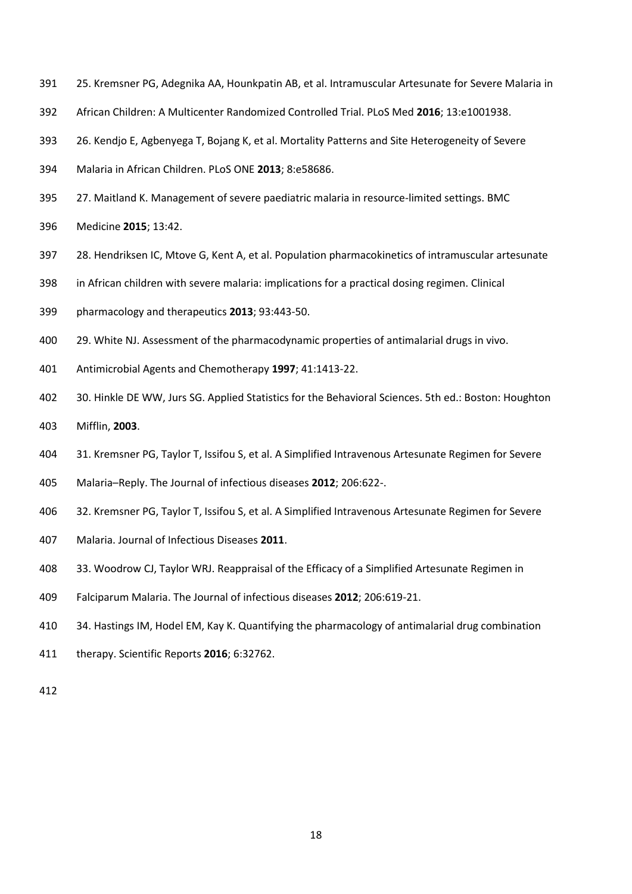25. Kremsner PG, Adegnika AA, Hounkpatin AB, et al. Intramuscular Artesunate for Severe Malaria in African Children: A Multicenter Randomized Controlled Trial. PLoS Med **2016**; 13:e1001938.

26. Kendjo E, Agbenyega T, Bojang K, et al. Mortality Patterns and Site Heterogeneity of Severe Malaria in African Children. PLoS ONE **2013**; 8:e58686.

27. Maitland K. Management of severe paediatric malaria in resource-limited settings. BMC Medicine **2015**; 13:42.

28. Hendriksen IC, Mtove G, Kent A, et al. Population pharmacokinetics of intramuscular artesunate in African children with severe malaria: implications for a practical dosing regimen. Clinical pharmacology and therapeutics **2013**; 93:443-50.

29. White NJ. Assessment of the pharmacodynamic properties of antimalarial drugs in vivo. Antimicrobial Agents and Chemotherapy **1997**; 41:1413-22.

30. Hinkle DE WW, Jurs SG. Applied Statistics for the Behavioral Sciences. 5th ed.: Boston: Houghton Mifflin, **2003**.

31. Kremsner PG, Taylor T, Issifou S, et al. A Simplified Intravenous Artesunate Regimen for Severe Malaria–Reply. The Journal of infectious diseases **2012**; 206:622-.

32. Kremsner PG, Taylor T, Issifou S, et al. A Simplified Intravenous Artesunate Regimen for Severe Malaria. Journal of Infectious Diseases **2011**.

33. Woodrow CJ, Taylor WRJ. Reappraisal of the Efficacy of a Simplified Artesunate Regimen in Falciparum Malaria. The Journal of infectious diseases **2012**; 206:619-21.

34. Hastings IM, Hodel EM, Kay K. Quantifying the pharmacology of antimalarial drug combination therapy. Scientific Reports **2016**; 6:32762.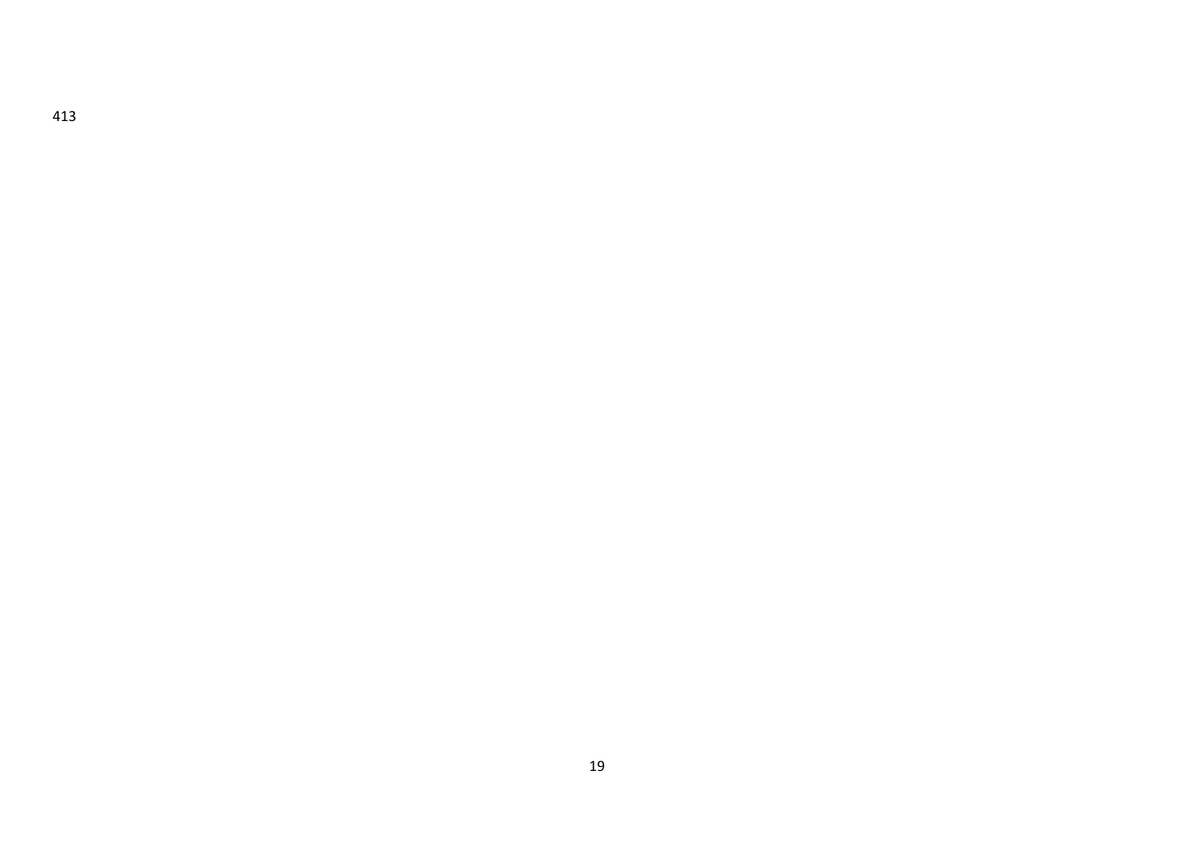413